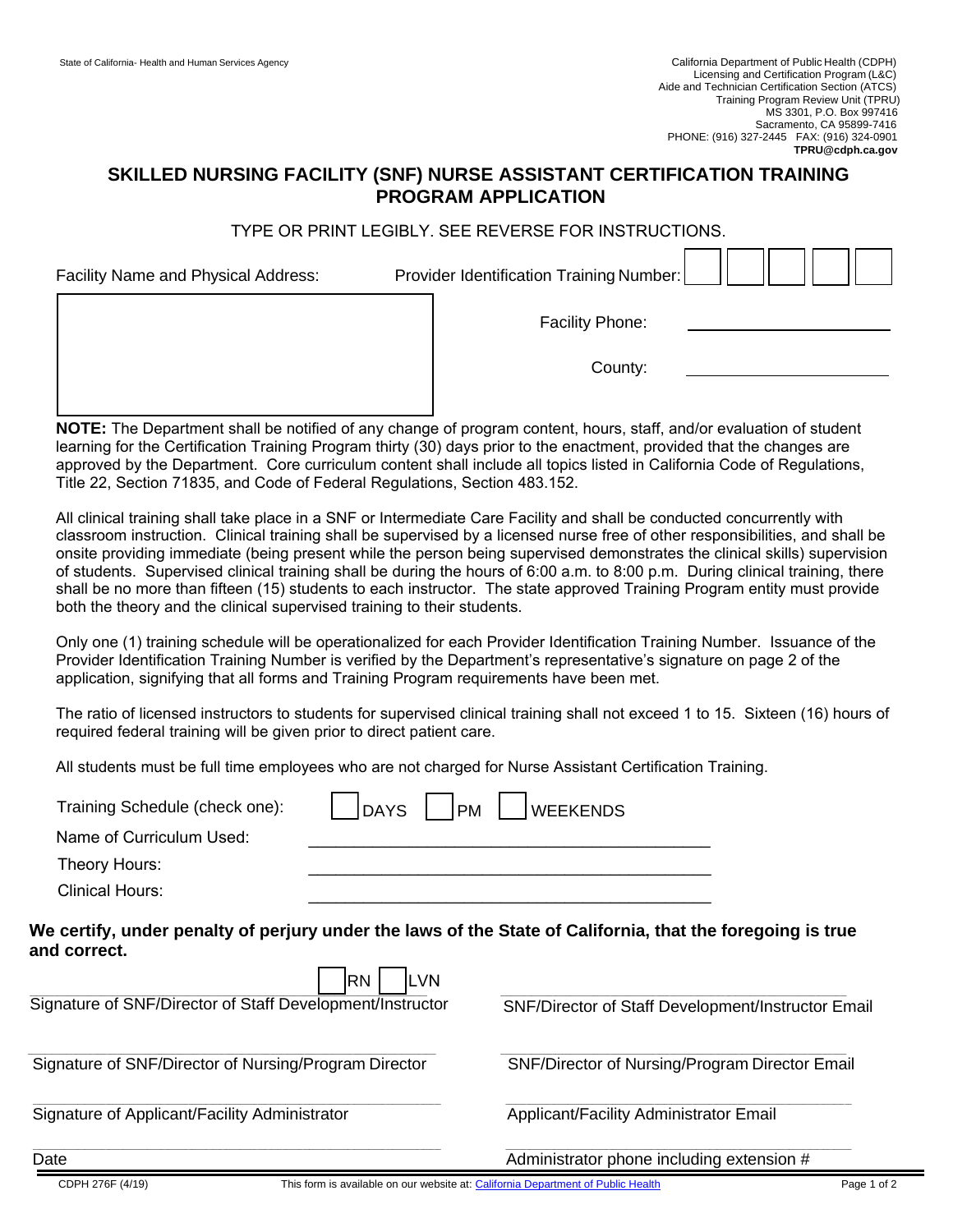State of California- Health and Human Services Agency

California Department of Public Health (CDPH)
Licensing and Certification Program (L&C)
Aide and Technician Certification Section (ATCS)
Training Program Review Unit (TPRU)
MS 3301, P.O. Box 997416
Sacramento, CA 95899-7416
PHONE: (916) 327-2445 FAX: (916) 324-0901
**TPRU@cdph.ca.gov**

# SKILLED NURSING FACILITY (SNF) NURSE ASSISTANT CERTIFICATION TRAINING PROGRAM APPLICATION

TYPE OR PRINT LEGIBLY. SEE REVERSE FOR INSTRUCTIONS.

Facility Name and Physical Address: 

Provider Identification Training Number: ☐☐☐☐☐

Facility Phone: ____________________

County: ____________________

**NOTE:** The Department shall be notified of any change of program content, hours, staff, and/or evaluation of student learning for the Certification Training Program thirty (30) days prior to the enactment, provided that the changes are approved by the Department. Core curriculum content shall include all topics listed in California Code of Regulations, Title 22, Section 71835, and Code of Federal Regulations, Section 483.152.

All clinical training shall take place in a SNF or Intermediate Care Facility and shall be conducted concurrently with classroom instruction. Clinical training shall be supervised by a licensed nurse free of other responsibilities, and shall be onsite providing immediate (being present while the person being supervised demonstrates the clinical skills) supervision of students. Supervised clinical training shall be during the hours of 6:00 a.m. to 8:00 p.m. During clinical training, there shall be no more than fifteen (15) students to each instructor. The state approved Training Program entity must provide both the theory and the clinical supervised training to their students.

Only one (1) training schedule will be operationalized for each Provider Identification Training Number. Issuance of the Provider Identification Training Number is verified by the Department's representative's signature on page 2 of the application, signifying that all forms and Training Program requirements have been met.

The ratio of licensed instructors to students for supervised clinical training shall not exceed 1 to 15. Sixteen (16) hours of required federal training will be given prior to direct patient care.

All students must be full time employees who are not charged for Nurse Assistant Certification Training.

Training Schedule (check one): ☐ DAYS ☐ PM ☐ WEEKENDS

Name of Curriculum Used: ____________________________________________

Theory Hours: ____________________________________________

Clinical Hours: ____________________________________________

**We certify, under penalty of perjury under the laws of the State of California, that the foregoing is true and correct.**

☐ RN ☐ LVN

| | |
|---|---|
| Signature of SNF/Director of Staff Development/Instructor | SNF/Director of Staff Development/Instructor Email |
| Signature of SNF/Director of Nursing/Program Director | SNF/Director of Nursing/Program Director Email |
| Signature of Applicant/Facility Administrator | Applicant/Facility Administrator Email |
| Date | Administrator phone including extension # |

CDPH 276F (4/19) This form is available on our website at: California Department of Public Health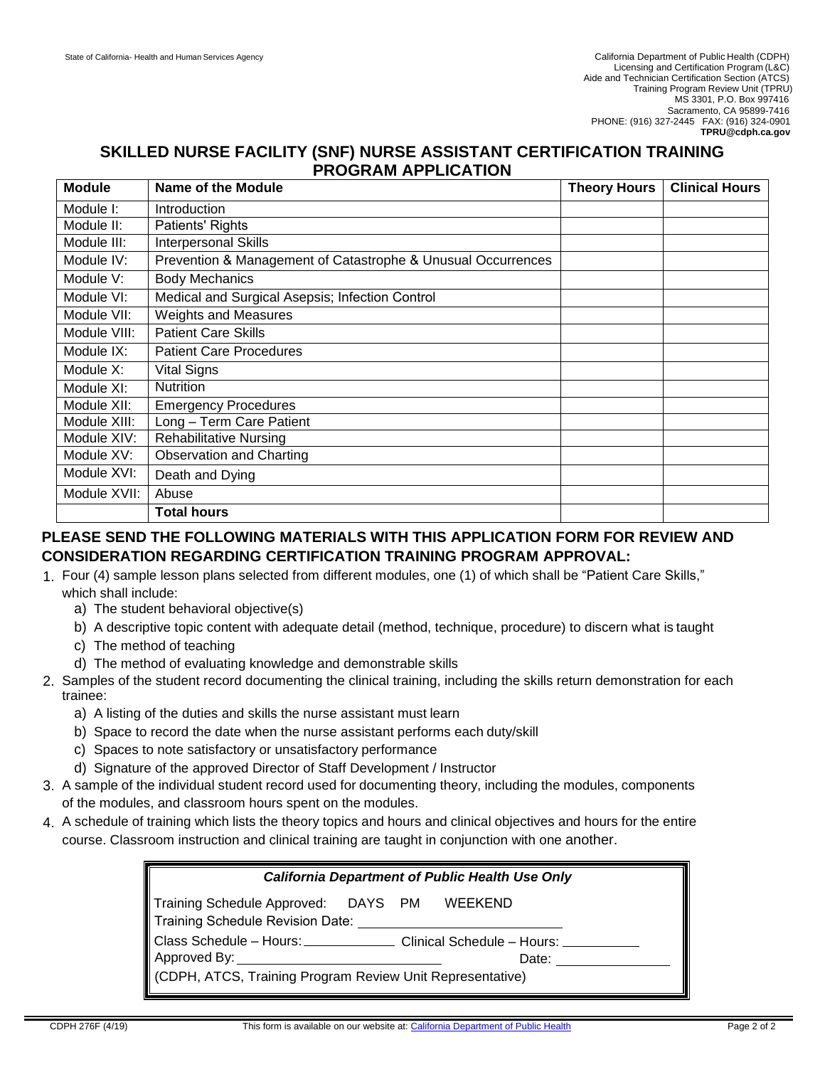State of California- Health and Human Services Agency

California Department of Public Health (CDPH)
Licensing and Certification Program (L&C)
Aide and Technician Certification Section (ATCS)
Training Program Review Unit (TPRU)
MS 3301, P.O. Box 997416
Sacramento, CA 95899-7416
PHONE: (916) 327-2445 FAX: (916) 324-0901
**TPRU@cdph.ca.gov**

## SKILLED NURSE FACILITY (SNF) NURSE ASSISTANT CERTIFICATION TRAINING PROGRAM APPLICATION

| Module | Name of the Module | Theory Hours | Clinical Hours |
|---|---|---|---|
| Module I: | Introduction | | |
| Module II: | Patients' Rights | | |
| Module III: | Interpersonal Skills | | |
| Module IV: | Prevention & Management of Catastrophe & Unusual Occurrences | | |
| Module V: | Body Mechanics | | |
| Module VI: | Medical and Surgical Asepsis; Infection Control | | |
| Module VII: | Weights and Measures | | |
| Module VIII: | Patient Care Skills | | |
| Module IX: | Patient Care Procedures | | |
| Module X: | Vital Signs | | |
| Module XI: | Nutrition | | |
| Module XII: | Emergency Procedures | | |
| Module XIII: | Long – Term Care Patient | | |
| Module XIV: | Rehabilitative Nursing | | |
| Module XV: | Observation and Charting | | |
| Module XVI: | Death and Dying | | |
| Module XVII: | Abuse | | |
| | **Total hours** | | |

**PLEASE SEND THE FOLLOWING MATERIALS WITH THIS APPLICATION FORM FOR REVIEW AND CONSIDERATION REGARDING CERTIFICATION TRAINING PROGRAM APPROVAL:**

1. Four (4) sample lesson plans selected from different modules, one (1) of which shall be "Patient Care Skills," which shall include:
   a) The student behavioral objective(s)
   b) A descriptive topic content with adequate detail (method, technique, procedure) to discern what is taught
   c) The method of teaching
   d) The method of evaluating knowledge and demonstrable skills
2. Samples of the student record documenting the clinical training, including the skills return demonstration for each trainee:
   a) A listing of the duties and skills the nurse assistant must learn
   b) Space to record the date when the nurse assistant performs each duty/skill
   c) Spaces to note satisfactory or unsatisfactory performance
   d) Signature of the approved Director of Staff Development / Instructor
3. A sample of the individual student record used for documenting theory, including the modules, components of the modules, and classroom hours spent on the modules.
4. A schedule of training which lists the theory topics and hours and clinical objectives and hours for the entire course. Classroom instruction and clinical training are taught in conjunction with one another.

***California Department of Public Health Use Only***

Training Schedule Approved: DAYS PM WEEKEND

Training Schedule Revision Date: ____________________

Class Schedule – Hours: __________ Clinical Schedule – Hours: __________

Approved By: ____________________ Date: __________

(CDPH, ATCS, Training Program Review Unit Representative)

CDPH 276F (4/19) This form is available on our website at: California Department of Public Health